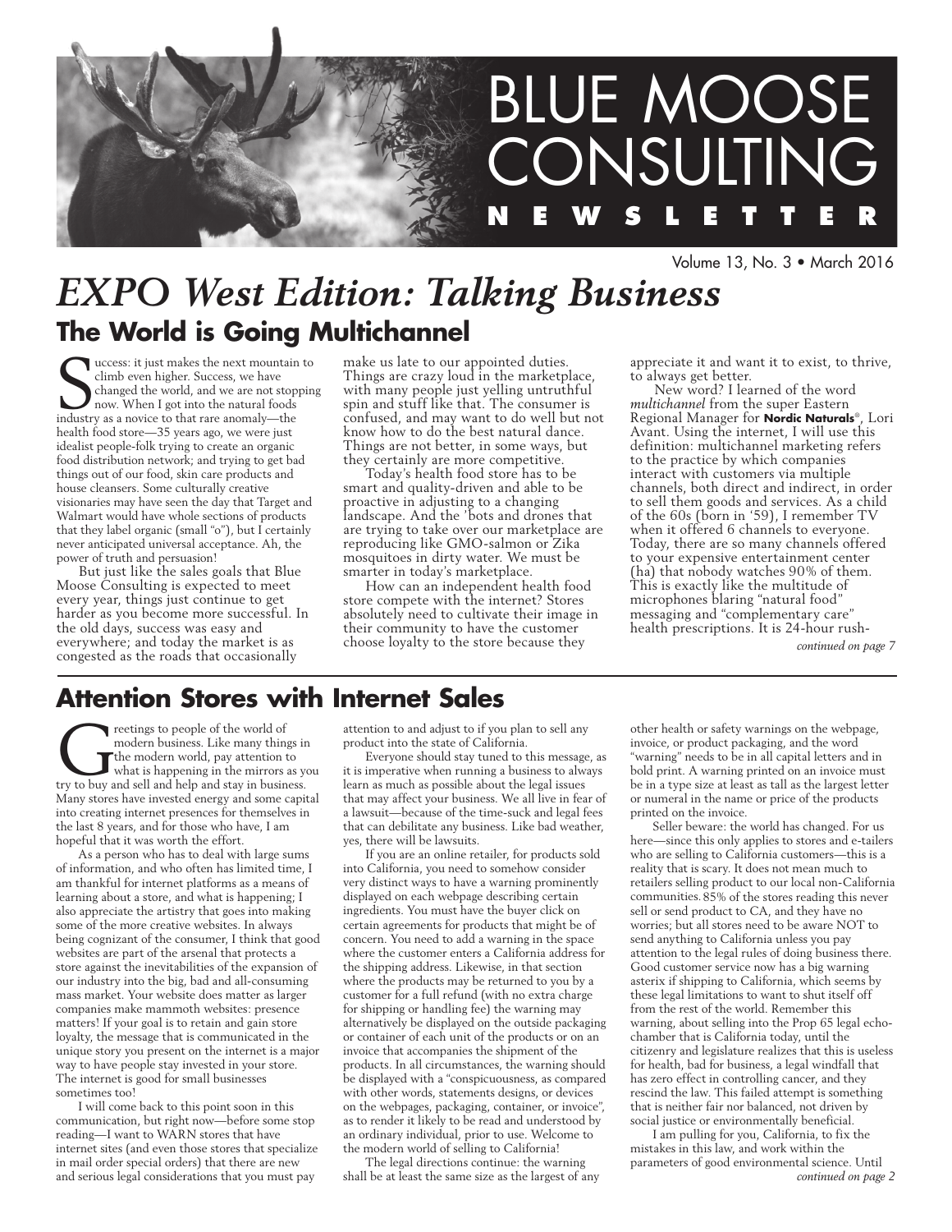# BLUE MOOSE CONSULTING NEWSLETTER

Volume 13, No. 3 • March 2016

# *EXPO West Edition: Talking Business*

## The World is Going Multichannel

Success: it just makes the next mountain to climb even higher. Success, we have changed the world, and we are not stopping now. When I got into the natural foods industry as a novice to that rare anomaly—the health food store—35 years ago, we were just idealist people-folk trying to create an organic food distribution network; and trying to get bad things out of our food, skin care products and house cleansers. Some culturally creative visionaries may have seen the day that Target and Walmart would have whole sections of products that they label organic (small "o"), but I certainly never anticipated universal acceptance. Ah, the power of truth and persuasion!

But just like the sales goals that Blue Moose Consulting is expected to meet every year, things just continue to get harder as you become more successful. In the old days, success was easy and everywhere; and today the market is as congested as the roads that occasionally make us late to our appointed duties. Things are crazy loud in the marketplace, with many people just yelling untruthful spin and stuff like that. The consumer is confused, and may want to do well but not know how to do the best natural dance. Things are not better, in some ways, but they certainly are more competitive.

Today's health food store has to be smart and quality-driven and able to be proactive in adjusting to a changing landscape. And the 'bots and drones that are trying to take over our marketplace are reproducing like GMO-salmon or Zika mosquitoes in dirty water. We must be smarter in today's marketplace.

How can an independent health food store compete with the internet? Stores absolutely need to cultivate their image in their community to have the customer choose loyalty to the store because they appreciate it and want it to exist, to thrive, to always get better.

New word? I learned of the word *multichannel* from the super Eastern Regional Manager for **Nordic Naturals**®, Lori Avant. Using the internet, I will use this definition: multichannel marketing refers to the practice by which companies interact with customers via multiple channels, both direct and indirect, in order to sell them goods and services. As a child of the 60s (born in '59), I remember TV when it offered 6 channels to everyone. Today, there are so many channels offered to your expensive entertainment center (ha) that nobody watches 90% of them. This is exactly like the multitude of microphones blaring "natural food" messaging and "complementary care" health prescriptions. It is 24-hour rush-

*continued on page 7*

## Attention Stores with Internet Sales

Greetings to people of the world of modern business. Like many things in the modern world, pay attention to what is happening in the mirrors as you try to buy and sell and help and stay in business. Many stores have invested energy and some capital into creating internet presences for themselves in the last 8 years, and for those who have, I am hopeful that it was worth the effort.

As a person who has to deal with large sums of information, and who often has limited time, I am thankful for internet platforms as a means of learning about a store, and what is happening; I also appreciate the artistry that goes into making some of the more creative websites. In always being cognizant of the consumer, I think that good websites are part of the arsenal that protects a store against the inevitabilities of the expansion of our industry into the big, bad and all-consuming mass market. Your website does matter as larger companies make mammoth websites: presence matters! If your goal is to retain and gain store loyalty, the message that is communicated in the unique story you present on the internet is a major way to have people stay invested in your store. The internet is good for small businesses sometimes too!

I will come back to this point soon in this communication, but right now—before some stop reading—I want to WARN stores that have internet sites (and even those stores that specialize in mail order special orders) that there are new and serious legal considerations that you must pay attention to and adjust to if you plan to sell any product into the state of California.

Everyone should stay tuned to this message, as it is imperative when running a business to always learn as much as possible about the legal issues that may affect your business. We all live in fear of a lawsuit—because of the time-suck and legal fees that can debilitate any business. Like bad weather, yes, there will be lawsuits.

If you are an online retailer, for products sold into California, you need to somehow consider very distinct ways to have a warning prominently displayed on each webpage describing certain ingredients. You must have the buyer click on certain agreements for products that might be of concern. You need to add a warning in the space where the customer enters a California address for the shipping address. Likewise, in that section where the products may be returned to you by a customer for a full refund (with no extra charge for shipping or handling fee) the warning may alternatively be displayed on the outside packaging or container of each unit of the products or on an invoice that accompanies the shipment of the products. In all circumstances, the warning should be displayed with a "conspicuousness, as compared with other words, statements designs, or devices on the webpages, packaging, container, or invoice", as to render it likely to be read and understood by an ordinary individual, prior to use. Welcome to the modern world of selling to California!

The legal directions continue: the warning shall be at least the same size as the largest of any other health or safety warnings on the webpage, invoice, or product packaging, and the word "warning" needs to be in all capital letters and in bold print. A warning printed on an invoice must be in a type size at least as tall as the largest letter or numeral in the name or price of the products printed on the invoice.

Seller beware: the world has changed. For us here—since this only applies to stores and e-tailers who are selling to California customers—this is a reality that is scary. It does not mean much to retailers selling product to our local non-California communities. 85% of the stores reading this never sell or send product to CA, and they have no worries; but all stores need to be aware NOT to send anything to California unless you pay attention to the legal rules of doing business there. Good customer service now has a big warning asterix if shipping to California, which seems by these legal limitations to want to shut itself off from the rest of the world. Remember this warning, about selling into the Prop 65 legal echo-chamber that is California today, until the citizenry and legislature realizes that this is useless for health, bad for business, a legal windfall that has zero effect in controlling cancer, and they rescind the law. This failed attempt is something that is neither fair nor balanced, not driven by social justice or environmentally beneficial.

I am pulling for you, California, to fix the mistakes in this law, and work within the parameters of good environmental science. Until

*continued on page 2*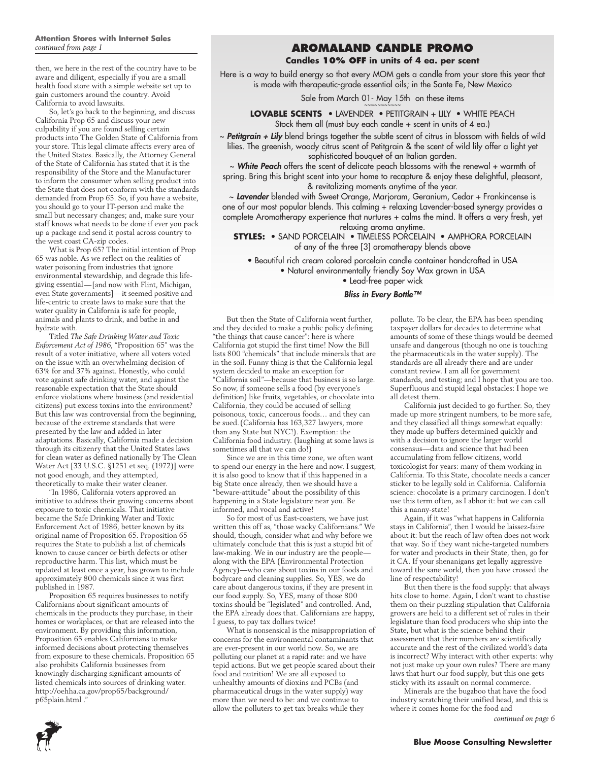**Attention Stores with Internet Sales**
*continued from page 1*

then, we here in the rest of the country have to be aware and diligent, especially if you are a small health food store with a simple website set up to gain customers around the country. Avoid California to avoid lawsuits.

So, let's go back to the beginning, and discuss California Prop 65 and discuss your new culpability if you are found selling certain products into The Golden State of California from your store. This legal climate affects every area of the United States. Basically, the Attorney General of the State of California has stated that it is the responsibility of the Store and the Manufacturer to inform the consumer when selling product into the State that does not conform with the standards demanded from Prop 65. So, if you have a website, you should go to your IT-person and make the small but necessary changes; and, make sure your staff knows what needs to be done if ever you pack up a package and send it postal across country to the west coast CA-zip codes.

What is Prop 65? The initial intention of Prop 65 was noble. As we reflect on the realities of water poisoning from industries that ignore environmental stewardship, and degrade this life-giving essential—[and now with Flint, Michigan, even State governments]—it seemed positive and life-centric to create laws to make sure that the water quality in California is safe for people, animals and plants to drink, and bathe in and hydrate with.

Titled *The Safe Drinking Water and Toxic Enforcement Act of 1986*, "Proposition 65" was the result of a voter initiative, where all voters voted on the issue with an overwhelming decision of 63% for and 37% against. Honestly, who could vote against safe drinking water, and against the reasonable expectation that the State should enforce violations where business (and residential citizens) put excess toxins into the environment? But this law was controversial from the beginning, because of the extreme standards that were presented by the law and added in later adaptations. Basically, California made a decision through its citizenry that the United States laws for clean water as defined nationally by The Clean Water Act [33 U.S.C. §1251 et seq. (1972)] were not good enough, and they attempted, theoretically to make their water cleaner.

"In 1986, California voters approved an initiative to address their growing concerns about exposure to toxic chemicals. That initiative became the Safe Drinking Water and Toxic Enforcement Act of 1986, better known by its original name of Proposition 65. Proposition 65 requires the State to publish a list of chemicals known to cause cancer or birth defects or other reproductive harm. This list, which must be updated at least once a year, has grown to include approximately 800 chemicals since it was first published in 1987.

Proposition 65 requires businesses to notify Californians about significant amounts of chemicals in the products they purchase, in their homes or workplaces, or that are released into the environment. By providing this information, Proposition 65 enables Californians to make informed decisions about protecting themselves from exposure to these chemicals. Proposition 65 also prohibits California businesses from knowingly discharging significant amounts of listed chemicals into sources of drinking water. http://oehha.ca.gov/prop65/background/p65plain.html ."

## AROMALAND CANDLE PROMO

**Candles 10% OFF in units of 4 ea. per scent**

Here is a way to build energy so that every MOM gets a candle from your store this year that is made with therapeutic-grade essential oils; in the Sante Fe, New Mexico

Sale from March 01- May 15th on these items

**LOVABLE SCENTS** • LAVENDER • PETITGRAIN + LILY • WHITE PEACH
Stock them all (must buy each candle + scent in units of 4 ea.)

~ ***Petitgrain + Lily*** blend brings together the subtle scent of citrus in blossom with fields of wild lilies. The greenish, woody citrus scent of Petitgrain & the scent of wild lily offer a light yet sophisticated bouquet of an Italian garden.

~ ***White Peach*** offers the scent of delicate peach blossoms with the renewal + warmth of spring. Bring this bright scent into your home to recapture & enjoy these delightful, pleasant, & revitalizing moments anytime of the year.

~ ***Lavender*** blended with Sweet Orange, Marjoram, Geranium, Cedar + Frankincense is one of our most popular blends. This calming + relaxing Lavender-based synergy provides a complete Aromatherapy experience that nurtures + calms the mind. It offers a very fresh, yet relaxing aroma anytime.

**STYLES:** • SAND PORCELAIN • TIMELESS PORCELAIN • AMPHORA PORCELAIN
of any of the three [3] aromatherapy blends above

• Beautiful rich cream colored porcelain candle container handcrafted in USA
• Natural environmentally friendly Soy Wax grown in USA
• Lead-free paper wick

***Bliss in Every Bottle™***

But then the State of California went further, and they decided to make a public policy defining "the things that cause cancer": here is where California got stupid the first time! Now the Bill lists 800 "chemicals" that include minerals that are in the soil. Funny thing is that the California legal system decided to make an exception for "California soil"—because that business is so large. So now, if someone sells a food (by everyone's definition) like fruits, vegetables, or chocolate into California, they could be accused of selling poisonous, toxic, cancerous foods… and they can be sued. (California has 163,327 lawyers, more than any State but NYC!). Exemption: the California food industry. (laughing at some laws is sometimes all that we can do!)

Since we are in this time zone, we often want to spend our energy in the here and now. I suggest, it is also good to know that if this happened in a big State once already, then we should have a "beware-attitude" about the possibility of this happening in a State legislature near you. Be informed, and vocal and active!

So for most of us East-coasters, we have just written this off as, "those wacky Californians." We should, though, consider what and why before we ultimately conclude that this is just a stupid bit of law-making. We in our industry are the people—along with the EPA (Environmental Protection Agency)—who care about toxins in our foods and bodycare and cleaning supplies. So, YES, we do care about dangerous toxins, if they are present in our food supply. So, YES, many of those 800 toxins should be "legislated" and controlled. And, the EPA already does that. Californians are happy, I guess, to pay tax dollars twice!

What is nonsensical is the misappropriation of concerns for the environmental contaminants that are ever-present in our world now. So, we are polluting our planet at a rapid rate: and we have tepid actions. But we get people scared about their food and nutrition! We are all exposed to unhealthy amounts of dioxins and PCBs (and pharmaceutical drugs in the water supply) way more than we need to be: and we continue to allow the polluters to get tax breaks while they pollute. To be clear, the EPA has been spending taxpayer dollars for decades to determine what amounts of some of these things would be deemed unsafe and dangerous (though no one is touching the pharmaceuticals in the water supply). The standards are all already there and are under constant review. I am all for government standards, and testing; and I hope that you are too. Superfluous and stupid legal obstacles: I hope we all detest them.

California just decided to go further. So, they made up more stringent numbers, to be more safe, and they classified all things somewhat equally: they made up buffers determined quickly and with a decision to ignore the larger world consensus—data and science that had been accumulating from fellow citizens, world toxicologist for years: many of them working in California. To this State, chocolate needs a cancer sticker to be legally sold in California. California science: chocolate is a primary carcinogen. I don't use this term often, as I abhor it: but we can call this a nanny-state!

Again, if it was "what happens in California stays in California", then I would be laissez-faire about it: but the reach of law often does not work that way. So if they want niche-targeted numbers for water and products in their State, then, go for it CA. If your shenanigans get legally aggressive toward the sane world, then you have crossed the line of respectability!

But then there is the food supply: that always hits close to home. Again, I don't want to chastise them on their puzzling stipulation that California growers are held to a different set of rules in their legislature than food producers who ship into the State, but what is the science behind their assessment that their numbers are scientifically accurate and the rest of the civilized world's data is incorrect? Why interact with other experts: why not just make up your own rules? There are many laws that hurt our food supply, but this one gets sticky with its assault on normal commerce.

Minerals are the bugaboo that have the food industry scratching their unified head, and this is where it comes home for the food and

*continued on page 6*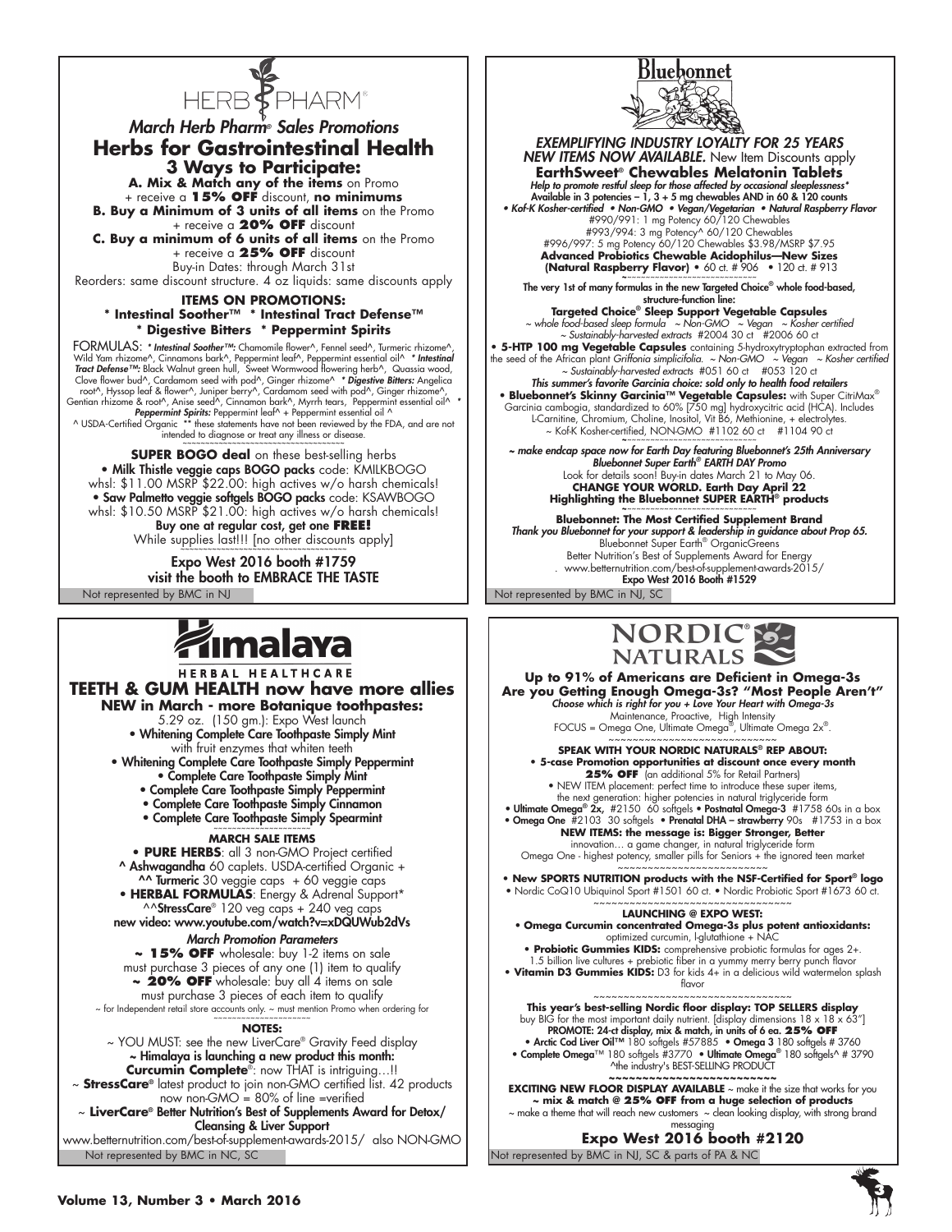# HERB PHARM

## *March Herb Pharm® Sales Promotions*

## Herbs for Gastrointestinal Health

### 3 Ways to Participate:

**A. Mix & Match any of the items** on Promo + receive a **15% OFF** discount, **no minimums**

**B. Buy a Minimum of 3 units of all items** on the Promo + receive a **20% OFF** discount

**C. Buy a minimum of 6 units of all items** on the Promo + receive a **25% OFF** discount

Buy-in Dates: through March 31st

Reorders: same discount structure. 4 oz liquids: same discounts apply

**ITEMS ON PROMOTIONS:**

**\* Intestinal Soother™ \* Intestinal Tract Defense™ \* Digestive Bitters \* Peppermint Spirits**

FORMULAS: * ***Intestinal Soother™:*** Chamomile flower^, Fennel seed^, Turmeric rhizome^, Wild Yam rhizome^, Cinnamons bark^, Peppermint leaf^, Peppermint essential oil^ * ***Intestinal Tract Defense™:*** Black Walnut green hull, Sweet Wormwood flowering herb^, Quassia wood, Clove flower bud^, Cardamom seed with pod^, Ginger rhizome^ * ***Digestive Bitters:*** Angelica root^, Hyssop leaf & flower^, Juniper berry^, Cardamom seed with pod^, Ginger rhizome^, Gentian rhizome & root^, Anise seed^, Cinnamon bark^, Myrrh tears, Peppermint essential oil^ * ***Peppermint Spirits:*** Peppermint leaf^ + Peppermint essential oil ^

^ USDA-Certified Organic ** these statements have not been reviewed by the FDA, and are not intended to diagnose or treat any illness or disease.

**SUPER BOGO deal** on these best-selling herbs

- **Milk Thistle veggie caps BOGO packs** code: KMILKBOGO whsl: $11.00 MSRP $22.00: high actives w/o harsh chemicals!
- **Saw Palmetto veggie softgels BOGO packs** code: KSAWBOGO whsl: $10.50 MSRP $21.00: high actives w/o harsh chemicals!

**Buy one at regular cost, get one FREE!**

While supplies last!!! [no other discounts apply]

**Expo West 2016 booth #1759**
**visit the booth to EMBRACE THE TASTE**

Not represented by BMC in NJ

---

# Bluebonnet

***EXEMPLIFYING INDUSTRY LOYALTY FOR 25 YEARS***

***NEW ITEMS NOW AVAILABLE.*** New Item Discounts apply

**EarthSweet® Chewables Melatonin Tablets**

*Help to promote restful sleep for those affected by occasional sleeplessness**

Available in 3 potencies – 1, 3 + 5 mg chewables AND in 60 & 120 counts

*• Kof-K Kosher-certified • Non-GMO • Vegan/Vegetarian • Natural Raspberry Flavor*

#990/991: 1 mg Potency 60/120 Chewables
#993/994: 3 mg Potency^ 60/120 Chewables
#996/997: 5 mg Potency 60/120 Chewables $3.98/MSRP $7.95

**Advanced Probiotics Chewable Acidophilus—New Sizes (Natural Raspberry Flavor)** • 60 ct. # 906 • 120 ct. # 913

The very 1st of many formulas in the new Targeted Choice® whole food-based, structure-function line:

**Targeted Choice® Sleep Support Vegetable Capsules**

*~ whole food-based sleep formula ~ Non-GMO ~ Vegan ~ Kosher certified ~ Sustainably-harvested extracts* #2004 30 ct #2006 60 ct

• **5-HTP 100 mg Vegetable Capsules** containing 5-hydroxytryptophan extracted from the seed of the African plant *Griffonia simplicifolia. ~ Non-GMO ~ Vegan ~ Kosher certified ~ Sustainably-harvested extracts* #051 60 ct #053 120 ct

*This summer's favorite Garcinia choice: sold only to health food retailers*

• **Bluebonnet's Skinny Garcinia™ Vegetable Capsules:** with Super CitriMax® Garcinia cambogia, standardized to 60% [750 mg] hydroxycitric acid (HCA). Includes L-Carnitine, Chromium, Choline, Inositol, Vit B6, Methionine, + electrolytes. ~ Kof-K Kosher-certified, NON-GMO #1102 60 ct #1104 90 ct

*~ make endcap space now for Earth Day featuring Bluebonnet's 25th Anniversary Bluebonnet Super Earth® EARTH DAY Promo*

Look for details soon! Buy-in dates March 21 to May 06.

**CHANGE YOUR WORLD. Earth Day April 22**
**Highlighting the Bluebonnet SUPER EARTH® products**

**Bluebonnet: The Most Certified Supplement Brand**

*Thank you Bluebonnet for your support & leadership in guidance about Prop 65.*

Bluebonnet Super Earth® OrganicGreens
Better Nutrition's Best of Supplements Award for Energy
. www.betternutrition.com/best-of-supplement-awards-2015/

**Expo West 2016 Booth #1529**

Not represented by BMC in NJ, SC

---

# Himalaya

**HERBAL HEALTHCARE**

## TEETH & GUM HEALTH now have more allies

**NEW in March - more Botanique toothpastes:**

5.29 oz. (150 gm.): Expo West launch

- **Whitening Complete Care Toothpaste Simply Mint** with fruit enzymes that whiten teeth
- **Whitening Complete Care Toothpaste Simply Peppermint**
- **Complete Care Toothpaste Simply Mint**
- **Complete Care Toothpaste Simply Peppermint**
- **Complete Care Toothpaste Simply Cinnamon**
- **Complete Care Toothpaste Simply Spearmint**

**MARCH SALE ITEMS**

• **PURE HERBS**: all 3 non-GMO Project certified
^ **Ashwagandha** 60 caplets. USDA-certified Organic +
^^ **Turmeric** 30 veggie caps + 60 veggie caps
• **HERBAL FORMULAS**: Energy & Adrenal Support*
^^**StressCare**® 120 veg caps + 240 veg caps

**new video: www.youtube.com/watch?v=xDQUWub2dVs**

*March Promotion Parameters*

**~ 15% OFF** wholesale: buy 1-2 items on sale
must purchase 3 pieces of any one (1) item to qualify
**~ 20% OFF** wholesale: buy all 4 items on sale
must purchase 3 pieces of each item to qualify
~ for Independent retail store accounts only. ~ must mention Promo when ordering for

**NOTES:**

~ YOU MUST: see the new LiverCare® Gravity Feed display

**~ Himalaya is launching a new product this month:**
**Curcumin Complete**®: now THAT is intriguing…!!

~ **StressCare**® latest product to join non-GMO certified list. 42 products now non-GMO = 80% of line =verified

~ **LiverCare® Better Nutrition's Best of Supplements Award for Detox/ Cleansing & Liver Support**

www.betternutrition.com/best-of-supplement-awards-2015/ also NON-GMO

Not represented by BMC in NC, SC

---

# NORDIC NATURALS

**Up to 91% of Americans are Deficient in Omega-3s**
**Are you Getting Enough Omega-3s? "Most People Aren't"**

*Choose which is right for you + Love Your Heart with Omega-3s*

Maintenance, Proactive, High Intensity
FOCUS = Omega One, Ultimate Omega®, Ultimate Omega 2x®.

**SPEAK WITH YOUR NORDIC NATURALS® REP ABOUT:**

• **5-case Promotion opportunities at discount once every month 25% OFF** (an additional 5% for Retail Partners)

• NEW ITEM placement: perfect time to introduce these super items, the next generation: higher potencies in natural triglyceride form

• **Ultimate Omega® 2x,** #2150 60 softgels • **Postnatal Omega-3** #1758 60s in a box
• **Omega One** #2103 30 softgels • **Prenatal DHA – strawberry** 90s #1753 in a box

**NEW ITEMS: the message is: Bigger Stronger, Better**

innovation… a game changer, in natural triglyceride form
Omega One - highest potency, smaller pills for Seniors + the ignored teen market

• **New SPORTS NUTRITION products with the NSF-Certified for Sport® logo**
• Nordic CoQ10 Ubiquinol Sport #1501 60 ct. • Nordic Probiotic Sport #1673 60 ct.

**LAUNCHING @ EXPO WEST:**

• **Omega Curcumin concentrated Omega-3s plus potent antioxidants:** optimized curcumin, l-glutathione + NAC
• **Probiotic Gummies KIDS:** comprehensive probiotic formulas for ages 2+. 1.5 billion live cultures + prebiotic fiber in a yummy merry berry punch flavor
• **Vitamin D3 Gummies KIDS:** D3 for kids 4+ in a delicious wild watermelon splash flavor

**This year's best-selling Nordic floor display: TOP SELLERS display**

buy BIG for the most important daily nutrient. [display dimensions 18 x 18 x 63"]

**PROMOTE: 24-ct display, mix & match, in units of 6 ea. 25% OFF**

• **Arctic Cod Liver Oil™** 180 softgels #57885 • **Omega 3** 180 softgels # 3760
• **Complete Omega**™ 180 softgels #3770 • **Ultimate Omega**® 180 softgels^ # 3790
^the industry's BEST-SELLING PRODUCT

**EXCITING NEW FLOOR DISPLAY AVAILABLE** ~ make it the size that works for you
**~ mix & match @ 25% OFF from a huge selection of products**
~ make a theme that will reach new customers ~ clean looking display, with strong brand messaging

**Expo West 2016 booth #2120**

Not represented by BMC in NJ, SC & parts of PA & NC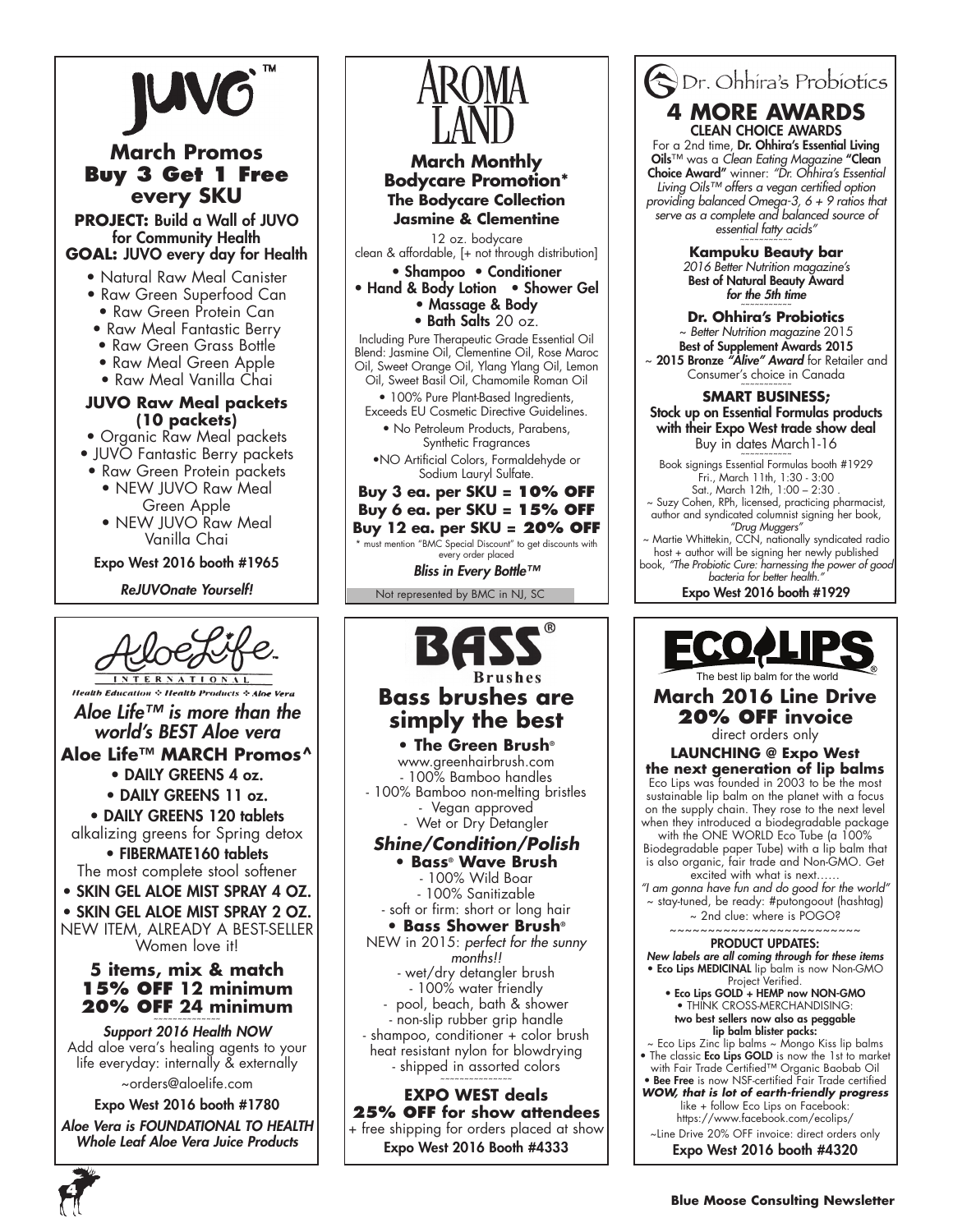# JUVO™

## March Promos
## Buy 3 Get 1 Free every SKU

**PROJECT:** Build a Wall of JUVO for Community Health
**GOAL:** JUVO every day for Health

- Natural Raw Meal Canister
- Raw Green Superfood Can
- Raw Green Protein Can
- Raw Meal Fantastic Berry
- Raw Green Grass Bottle
- Raw Meal Green Apple
- Raw Meal Vanilla Chai

**JUVO Raw Meal packets (10 packets)**

- Organic Raw Meal packets
- JUVO Fantastic Berry packets
- Raw Green Protein packets
- NEW JUVO Raw Meal Green Apple
- NEW JUVO Raw Meal Vanilla Chai

Expo West 2016 booth #1965

*ReJUVOnate Yourself!*

---

# AROMA LAND

## March Monthly Bodycare Promotion*
### The Bodycare Collection Jasmine & Clementine

12 oz. bodycare
clean & affordable, [+ not through distribution]

- Shampoo • Conditioner
- Hand & Body Lotion • Shower Gel
- Massage & Body
- Bath Salts 20 oz.

Including Pure Therapeutic Grade Essential Oil Blend: Jasmine Oil, Clementine Oil, Rose Maroc Oil, Sweet Orange Oil, Ylang Ylang Oil, Lemon Oil, Sweet Basil Oil, Chamomile Roman Oil

- 100% Pure Plant-Based Ingredients, Exceeds EU Cosmetic Directive Guidelines.
- No Petroleum Products, Parabens, Synthetic Fragrances
- NO Artificial Colors, Formaldehyde or Sodium Lauryl Sulfate.

**Buy 3 ea. per SKU = 10% OFF**
**Buy 6 ea. per SKU = 15% OFF**
**Buy 12 ea. per SKU = 20% OFF**

\* must mention "BMC Special Discount" to get discounts with every order placed

*Bliss in Every Bottle™*

Not represented by BMC in NJ, SC

---

# Dr. Ohhira's Probiotics

## 4 MORE AWARDS
### CLEAN CHOICE AWARDS

For a 2nd time, **Dr. Ohhira's Essential Living Oils**™ was a *Clean Eating Magazine* **"Clean Choice Award"** winner: *"Dr. Ohhira's Essential Living Oils™ offers a vegan certified option providing balanced Omega-3, 6 + 9 ratios that serve as a complete and balanced source of essential fatty acids"*

**Kampuku Beauty bar**
*2016 Better Nutrition magazine's*
Best of Natural Beauty Award
*for the 5th time*

**Dr. Ohhira's Probiotics**
~ *Better Nutrition magazine* 2015
Best of Supplement Awards 2015
~ 2015 Bronze *"Alive" Award* for Retailer and Consumer's choice in Canada

**SMART BUSINESS;**
Stock up on Essential Formulas products with their Expo West trade show deal
Buy in dates March1-16

Book signings Essential Formulas booth #1929
Fri., March 11th, 1:30 - 3:00
Sat., March 12th, 1:00 – 2:30 .
~ Suzy Cohen, RPh, licensed, practicing pharmacist, author and syndicated columnist signing her book, *"Drug Muggers"*
~ Martie Whittekin, CCN, nationally syndicated radio host + author will be signing her newly published book, *"The Probiotic Cure: harnessing the power of good bacteria for better health."*

Expo West 2016 booth #1929

---

# AloeLife INTERNATIONAL

Health Education ❖ Health Products ❖ Aloe Vera

*Aloe Life™ is more than the world's BEST Aloe vera*

## Aloe Life™ MARCH Promos^

- DAILY GREENS 4 oz.
- DAILY GREENS 11 oz.
- DAILY GREENS 120 tablets
  alkalizing greens for Spring detox
- FIBERMATE160 tablets
  The most complete stool softener
- SKIN GEL ALOE MIST SPRAY 4 OZ.
- SKIN GEL ALOE MIST SPRAY 2 OZ.
  NEW ITEM, ALREADY A BEST-SELLER Women love it!

**5 items, mix & match**
**15% OFF 12 minimum**
**20% OFF 24 minimum**

*Support 2016 Health NOW*
Add aloe vera's healing agents to your life everyday: internally & externally

~orders@aloelife.com

Expo West 2016 booth #1780

*Aloe Vera is FOUNDATIONAL TO HEALTH*
*Whole Leaf Aloe Vera Juice Products*

---

# BASS® Brushes

## Bass brushes are simply the best

**• The Green Brush®**
www.greenhairbrush.com
- 100% Bamboo handles
- 100% Bamboo non-melting bristles
- Vegan approved
- Wet or Dry Detangler

***Shine/Condition/Polish***

**• Bass® Wave Brush**
- 100% Wild Boar
- 100% Sanitizable
- soft or firm: short or long hair

**• Bass Shower Brush®**
NEW in 2015: *perfect for the sunny months!!*
- wet/dry detangler brush
- 100% water friendly
- pool, beach, bath & shower
- non-slip rubber grip handle
- shampoo, conditioner + color brush
heat resistant nylon for blowdrying
- shipped in assorted colors

**EXPO WEST deals**
**25% OFF for show attendees**
+ free shipping for orders placed at show

Expo West 2016 Booth #4333

---

# ECO LIPS®

The best lip balm for the world

## March 2016 Line Drive
## 20% OFF invoice

direct orders only

**LAUNCHING @ Expo West the next generation of lip balms**

Eco Lips was founded in 2003 to be the most sustainable lip balm on the planet with a focus on the supply chain. They rose to the next level when they introduced a biodegradable package with the ONE WORLD Eco Tube (a 100% Biodegradable paper Tube) with a lip balm that is also organic, fair trade and Non-GMO. Get excited with what is next……
*"I am gonna have fun and do good for the world"*
~ stay-tuned, be ready: #putongoout (hashtag)
~ 2nd clue: where is POGO?

**PRODUCT UPDATES:**
*New labels are all coming through for these items*

- **Eco Lips MEDICINAL** lip balm is now Non-GMO Project Verified.
- **Eco Lips GOLD + HEMP now NON-GMO**
- THINK CROSS-MERCHANDISING: **two best sellers now also as peggable lip balm blister packs:**
  ~ Eco Lips Zinc lip balms ~ Mongo Kiss lip balms
- The classic **Eco Lips GOLD** is now the 1st to market with Fair Trade Certified™ Organic Baobab Oil
- **Bee Free** is now NSF-certified Fair Trade certified

***WOW, that is lot of earth-friendly progress***

like + follow Eco Lips on Facebook:
https://www.facebook.com/ecolips/

~Line Drive 20% OFF invoice: direct orders only

Expo West 2016 booth #4320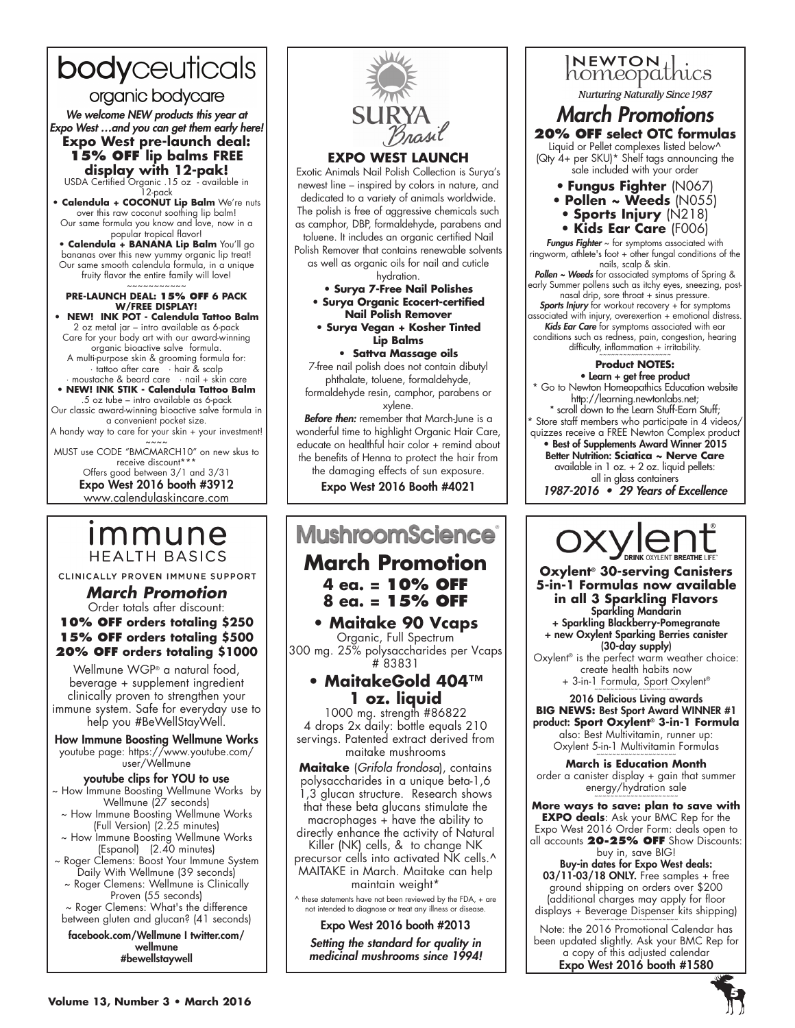# bodyceuticals

## organic bodycare

*We welcome NEW products this year at Expo West …and you can get them early here!*

**Expo West pre-launch deal: 15% OFF lip balms FREE display with 12-pak!**

USDA Certified Organic .15 oz - available in 12-pack

- **Calendula + COCONUT Lip Balm** We're nuts over this raw coconut soothing lip balm! Our same formula you know and love, now in a popular tropical flavor!
- **Calendula + BANANA Lip Balm** You'll go bananas over this new yummy organic lip treat! Our same smooth calendula formula, in a unique fruity flavor the entire family will love!

~~~~~~~~~~~

**PRE-LAUNCH DEAL: 15% OFF 6 PACK W/FREE DISPLAY!**

- **NEW! INK POT - Calendula Tattoo Balm** 2 oz metal jar – intro available as 6-pack Care for your body art with our award-winning organic bioactive salve formula. A multi-purpose skin & grooming formula for:
  - · tattoo after care · hair & scalp
  - · moustache & beard care · nail + skin care
- **NEW! INK STIK - Calendula Tattoo Balm** .5 oz tube – intro available as 6-pack Our classic award-winning bioactive salve formula in a convenient pocket size. A handy way to care for your skin + your investment!

~~~~

MUST use CODE "BMCMARCH10" on new skus to receive discount***

Offers good between 3/1 and 3/31

Expo West 2016 booth #3912

www.calendulaskincare.com

---

# SURYA Brasil

## EXPO WEST LAUNCH

Exotic Animals Nail Polish Collection is Surya's newest line – inspired by colors in nature, and dedicated to a variety of animals worldwide. The polish is free of aggressive chemicals such as camphor, DBP, formaldehyde, parabens and toluene. It includes an organic certified Nail Polish Remover that contains renewable solvents as well as organic oils for nail and cuticle hydration.

- **Surya 7-Free Nail Polishes**
- **Surya Organic Ecocert-certified Nail Polish Remover**
- **Surya Vegan + Kosher Tinted Lip Balms**
- **Sattva Massage oils**

7-free nail polish does not contain dibutyl phthalate, toluene, formaldehyde, formaldehyde resin, camphor, parabens or xylene.

***Before then:*** remember that March-June is a wonderful time to highlight Organic Hair Care, educate on healthful hair color + remind about the benefits of Henna to protect the hair from the damaging effects of sun exposure.

Expo West 2016 Booth #4021

---

# NEWTON homeopathics

*Nurturing Naturally Since 1987*

## *March Promotions*

**20% OFF select OTC formulas**

Liquid or Pellet complexes listed below^ (Qty 4+ per SKU)* Shelf tags announcing the sale included with your order

- **Fungus Fighter** (N067)
- **Pollen ~ Weeds** (N055)
- **Sports Injury** (N218)
- **Kids Ear Care** (F006)

***Fungus Fighter*** ~ for symptoms associated with ringworm, athlete's foot + other fungal conditions of the nails, scalp & skin.

***Pollen ~ Weeds*** for associated symptoms of Spring & early Summer pollens such as itchy eyes, sneezing, post-nasal drip, sore throat + sinus pressure.

***Sports Injury*** for workout recovery + for symptoms associated with injury, overexertion + emotional distress.

***Kids Ear Care*** for symptoms associated with ear conditions such as redness, pain, congestion, hearing difficulty, inflammation + irritability.

**Product NOTES:**

- Learn + get free product

* Go to Newton Homeopathics Education website http://learning.newtonlabs.net;
* scroll down to the Learn Stuff-Earn Stuff;
* Store staff members who participate in 4 videos/ quizzes receive a FREE Newton Complex product

- Best of Supplements Award Winner 2015 Better Nutrition: **Sciatica ~ Nerve Care** available in 1 oz. + 2 oz. liquid pellets: all in glass containers

*1987-2016 • 29 Years of Excellence*

---

# immune HEALTH BASICS

CLINICALLY PROVEN IMMUNE SUPPORT

## *March Promotion*

Order totals after discount:

**10% OFF orders totaling $250**
**15% OFF orders totaling $500**
**20% OFF orders totaling $1000**

Wellmune WGP® a natural food, beverage + supplement ingredient clinically proven to strengthen your immune system. Safe for everyday use to help you #BeWellStayWell.

**How Immune Boosting Wellmune Works**
youtube page: https://www.youtube.com/user/Wellmune

**youtube clips for YOU to use**

~ How Immune Boosting Wellmune Works by Wellmune (27 seconds)
~ How Immune Boosting Wellmune Works (Full Version) (2.25 minutes)
~ How Immune Boosting Wellmune Works (Espanol) (2.40 minutes)
~ Roger Clemens: Boost Your Immune System Daily With Wellmune (39 seconds)
~ Roger Clemens: Wellmune is Clinically Proven (55 seconds)
~ Roger Clemens: What's the difference between gluten and glucan? (41 seconds)

facebook.com/Wellmune I twitter.com/wellmune
#bewellstaywell

---

# MushroomScience®

## March Promotion

**4 ea. = 10% OFF**
**8 ea. = 15% OFF**

### • Maitake 90 Vcaps

Organic, Full Spectrum
300 mg. 25% polysaccharides per Vcaps
# 83831

### • MaitakeGold 404™ 1 oz. liquid

1000 mg. strength #86822
4 drops 2x daily: bottle equals 210 servings. Patented extract derived from maitake mushrooms

**Maitake** (*Grifola frondosa*), contains polysaccharides in a unique beta-1,6 1,3 glucan structure. Research shows that these beta glucans stimulate the macrophages + have the ability to directly enhance the activity of Natural Killer (NK) cells, & to change NK precursor cells into activated NK cells.^ MAITAKE in March. Maitake can help maintain weight*

^ these statements have not been reviewed by the FDA, + are not intended to diagnose or treat any illness or disease.

Expo West 2016 booth #2013

*Setting the standard for quality in medicinal mushrooms since 1994!*

---

# oxylent®

DRINK OXYLENT BREATHE LIFE™

**Oxylent® 30-serving Canisters 5-in-1 Formulas now available in all 3 Sparkling Flavors**

Sparkling Mandarin
+ Sparkling Blackberry-Pomegranate
+ new Oxylent Sparking Berries canister
(30-day supply)

Oxylent® is the perfect warm weather choice: create health habits now + 3-in-1 Formula, Sport Oxylent®

~~~~~~~~~~~~~~~~~~~~

2016 Delicious Living awards
**BIG NEWS:** Best Sport Award WINNER #1 product: **Sport Oxylent® 3-in-1 Formula**
also: Best Multivitamin, runner up: Oxylent 5-in-1 Multivitamin Formulas

~~~~~~~~~~~~~~~~~~~~

**March is Education Month**
order a canister display + gain that summer energy/hydration sale

~~~~~~~~~~~~~~~~~~~~

**More ways to save: plan to save with EXPO deals**: Ask your BMC Rep for the Expo West 2016 Order Form: deals open to all accounts **20-25% OFF** Show Discounts: buy in, save BIG!

**Buy-in dates for Expo West deals: 03/11-03/18 ONLY.** Free samples + free ground shipping on orders over $200 (additional charges may apply for floor displays + Beverage Dispenser kits shipping)

~~~~~~~~~~~~~~~~~~~~

Note: the 2016 Promotional Calendar has been updated slightly. Ask your BMC Rep for a copy of this adjusted calendar

Expo West 2016 booth #1580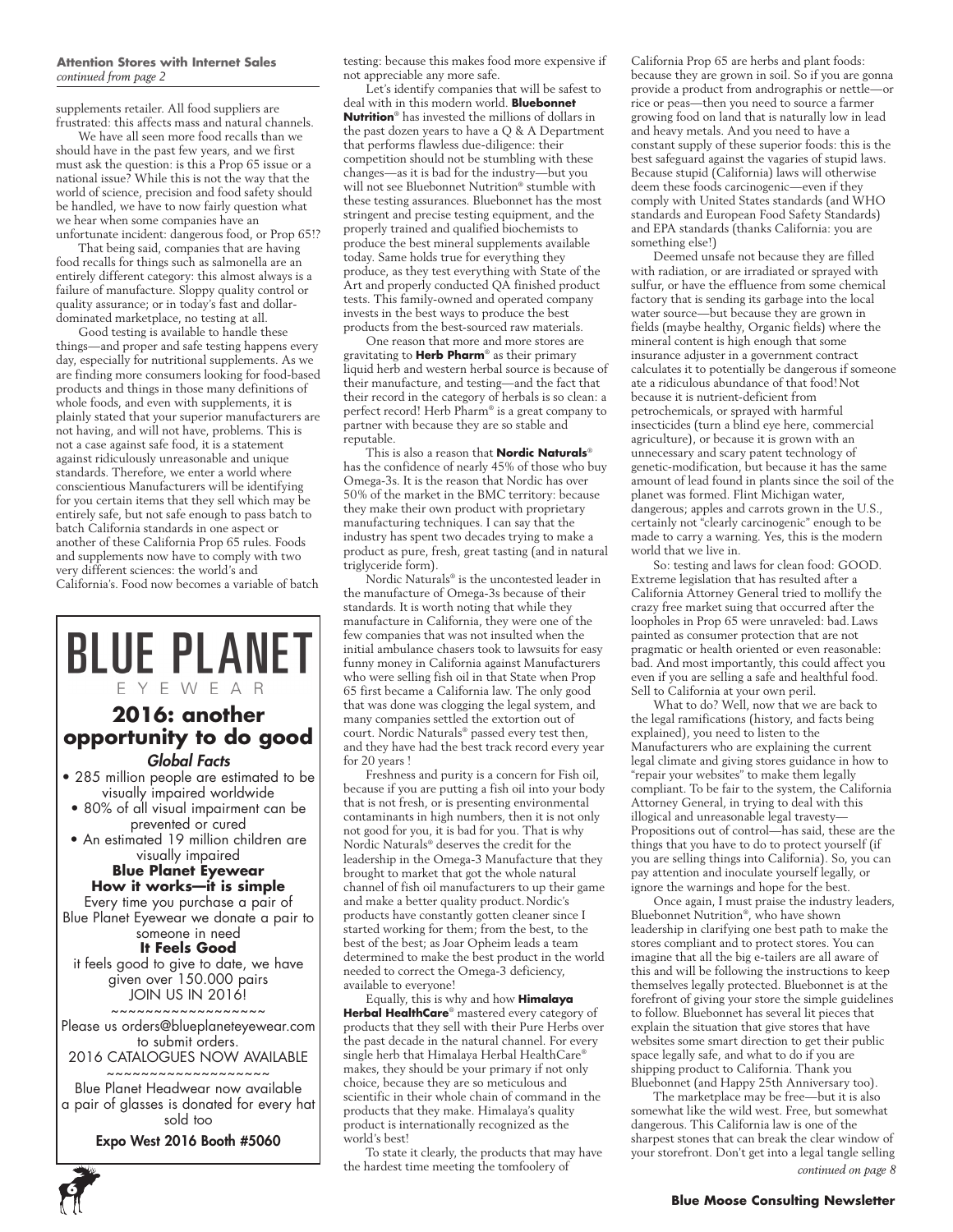**Attention Stores with Internet Sales**
*continued from page 2*

supplements retailer. All food suppliers are frustrated: this affects mass and natural channels.

We have all seen more food recalls than we should have in the past few years, and we first must ask the question: is this a Prop 65 issue or a national issue? While this is not the way that the world of science, precision and food safety should be handled, we have to now fairly question what we hear when some companies have an unfortunate incident: dangerous food, or Prop 65!?

That being said, companies that are having food recalls for things such as salmonella are an entirely different category: this almost always is a failure of manufacture. Sloppy quality control or quality assurance; or in today's fast and dollar-dominated marketplace, no testing at all.

Good testing is available to handle these things—and proper and safe testing happens every day, especially for nutritional supplements. As we are finding more consumers looking for food-based products and things in those many definitions of whole foods, and even with supplements, it is plainly stated that your superior manufacturers are not having, and will not have, problems. This is not a case against safe food, it is a statement against ridiculously unreasonable and unique standards. Therefore, we enter a world where conscientious Manufacturers will be identifying for you certain items that they sell which may be entirely safe, but not safe enough to pass batch to batch California standards in one aspect or another of these California Prop 65 rules. Foods and supplements now have to comply with two very different sciences: the world's and California's. Food now becomes a variable of batch testing: because this makes food more expensive if not appreciable any more safe.

Let's identify companies that will be safest to deal with in this modern world. **Bluebonnet Nutrition**® has invested the millions of dollars in the past dozen years to have a Q & A Department that performs flawless due-diligence: their competition should not be stumbling with these changes—as it is bad for the industry—but you will not see Bluebonnet Nutrition® stumble with these testing assurances. Bluebonnet has the most stringent and precise testing equipment, and the properly trained and qualified biochemists to produce the best mineral supplements available today. Same holds true for everything they produce, as they test everything with State of the Art and properly conducted QA finished product tests. This family-owned and operated company invests in the best ways to produce the best products from the best-sourced raw materials.

One reason that more and more stores are gravitating to **Herb Pharm**® as their primary liquid herb and western herbal source is because of their manufacture, and testing—and the fact that their record in the category of herbals is so clean: a perfect record! Herb Pharm® is a great company to partner with because they are so stable and reputable.

This is also a reason that **Nordic Naturals**® has the confidence of nearly 45% of those who buy Omega-3s. It is the reason that Nordic has over 50% of the market in the BMC territory: because they make their own product with proprietary manufacturing techniques. I can say that the industry has spent two decades trying to make a product as pure, fresh, great tasting (and in natural triglyceride form).

Nordic Naturals® is the uncontested leader in the manufacture of Omega-3s because of their standards. It is worth noting that while they manufacture in California, they were one of the few companies that was not insulted when the initial ambulance chasers took to lawsuits for easy funny money in California against Manufacturers who were selling fish oil in that State when Prop 65 first became a California law. The only good that was done was clogging the legal system, and many companies settled the extortion out of court. Nordic Naturals® passed every test then, and they have had the best track record every year for 20 years !

Freshness and purity is a concern for Fish oil, because if you are putting a fish oil into your body that is not fresh, or is presenting environmental contaminants in high numbers, then it is not only not good for you, it is bad for you. That is why Nordic Naturals® deserves the credit for the leadership in the Omega-3 Manufacture that they brought to market that got the whole natural channel of fish oil manufacturers to up their game and make a better quality product. Nordic's products have constantly gotten cleaner since I started working for them; from the best, to the best of the best; as Joar Opheim leads a team determined to make the best product in the world needed to correct the Omega-3 deficiency, available to everyone!

Equally, this is why and how **Himalaya Herbal HealthCare**® mastered every category of products that they sell with their Pure Herbs over the past decade in the natural channel. For every single herb that Himalaya Herbal HealthCare® makes, they should be your primary if not only choice, because they are so meticulous and scientific in their whole chain of command in the products that they make. Himalaya's quality product is internationally recognized as the world's best!

To state it clearly, the products that may have the hardest time meeting the tomfoolery of California Prop 65 are herbs and plant foods: because they are grown in soil. So if you are gonna provide a product from andrographis or nettle—or rice or peas—then you need to source a farmer growing food on land that is naturally low in lead and heavy metals. And you need to have a constant supply of these superior foods: this is the best safeguard against the vagaries of stupid laws. Because stupid (California) laws will otherwise deem these foods carcinogenic—even if they comply with United States standards (and WHO standards and European Food Safety Standards) and EPA standards (thanks California: you are something else!)

Deemed unsafe not because they are filled with radiation, or are irradiated or sprayed with sulfur, or have the effluence from some chemical factory that is sending its garbage into the local water source—but because they are grown in fields (maybe healthy, Organic fields) where the mineral content is high enough that some insurance adjuster in a government contract calculates it to potentially be dangerous if someone ate a ridiculous abundance of that food! Not because it is nutrient-deficient from petrochemicals, or sprayed with harmful insecticides (turn a blind eye here, commercial agriculture), or because it is grown with an unnecessary and scary patent technology of genetic-modification, but because it has the same amount of lead found in plants since the soil of the planet was formed. Flint Michigan water, dangerous; apples and carrots grown in the U.S., certainly not "clearly carcinogenic" enough to be made to carry a warning. Yes, this is the modern world that we live in.

So: testing and laws for clean food: GOOD. Extreme legislation that has resulted after a California Attorney General tried to mollify the crazy free market suing that occurred after the loopholes in Prop 65 were unraveled: bad. Laws painted as consumer protection that are not pragmatic or health oriented or even reasonable: bad. And most importantly, this could affect you even if you are selling a safe and healthful food. Sell to California at your own peril.

What to do? Well, now that we are back to the legal ramifications (history, and facts being explained), you need to listen to the Manufacturers who are explaining the current legal climate and giving stores guidance in how to "repair your websites" to make them legally compliant. To be fair to the system, the California Attorney General, in trying to deal with this illogical and unreasonable legal travesty—Propositions out of control—has said, these are the things that you have to do to protect yourself (if you are selling things into California). So, you can pay attention and inoculate yourself legally, or ignore the warnings and hope for the best.

Once again, I must praise the industry leaders, Bluebonnet Nutrition®, who have shown leadership in clarifying one best path to make the stores compliant and to protect stores. You can imagine that all the big e-tailers are all aware of this and will be following the instructions to keep themselves legally protected. Bluebonnet is at the forefront of giving your store the simple guidelines to follow. Bluebonnet has several lit pieces that explain the situation that give stores that have websites some smart direction to get their public space legally safe, and what to do if you are shipping product to California. Thank you Bluebonnet (and Happy 25th Anniversary too).

The marketplace may be free—but it is also somewhat like the wild west. Free, but somewhat dangerous. This California law is one of the sharpest stones that can break the clear window of your storefront. Don't get into a legal tangle selling

*continued on page 8*

---

# BLUE PLANET
EYEWEAR

## 2016: another opportunity to do good

*Global Facts*

- 285 million people are estimated to be visually impaired worldwide
- 80% of all visual impairment can be prevented or cured
- An estimated 19 million children are visually impaired

**Blue Planet Eyewear**
**How it works—it is simple**

Every time you purchase a pair of Blue Planet Eyewear we donate a pair to someone in need

**It Feels Good**

it feels good to give to date, we have given over 150.000 pairs
JOIN US IN 2016!

~~~~~~~~~~~~~~~~~~

Please us orders@blueplaneteyewear.com to submit orders.
2016 CATALOGUES NOW AVAILABLE

~~~~~~~~~~~~~~~~~~

Blue Planet Headwear now available
a pair of glasses is donated for every hat sold too

**Expo West 2016 Booth #5060**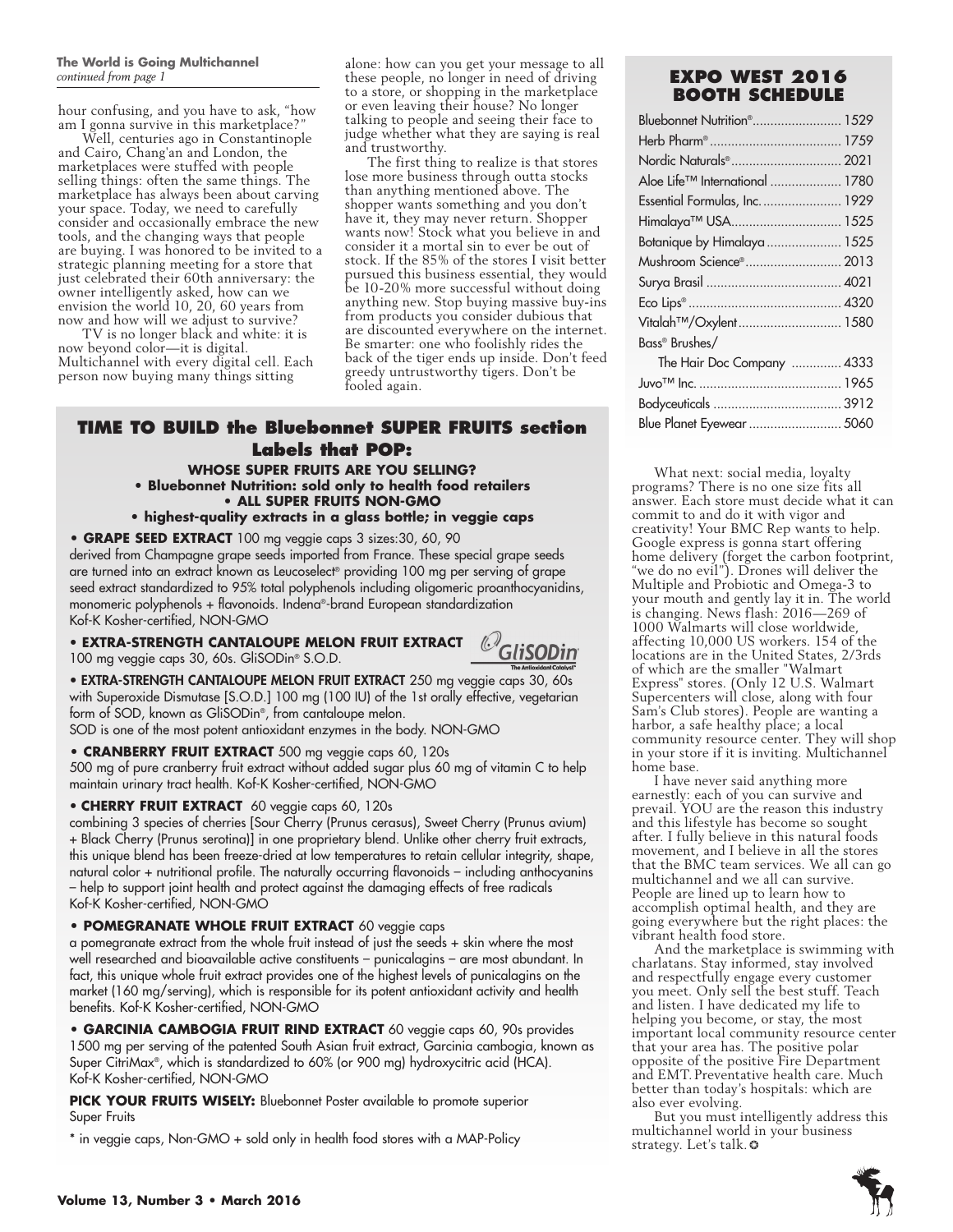**The World is Going Multichannel**
*continued from page 1*

hour confusing, and you have to ask, "how am I gonna survive in this marketplace?"

Well, centuries ago in Constantinople and Cairo, Chang'an and London, the marketplaces were stuffed with people selling things: often the same things. The marketplace has always been about carving your space. Today, we need to carefully consider and occasionally embrace the new tools, and the changing ways that people are buying. I was honored to be invited to a strategic planning meeting for a store that just celebrated their 60th anniversary: the owner intelligently asked, how can we envision the world 10, 20, 60 years from now and how will we adjust to survive?

TV is no longer black and white: it is now beyond color—it is digital. Multichannel with every digital cell. Each person now buying many things sitting alone: how can you get your message to all these people, no longer in need of driving to a store, or shopping in the marketplace or even leaving their house? No longer talking to people and seeing their face to judge whether what they are saying is real and trustworthy.

The first thing to realize is that stores lose more business through outta stocks than anything mentioned above. The shopper wants something and you don't have it, they may never return. Shopper wants now! Stock what you believe in and consider it a mortal sin to ever be out of stock. If the 85% of the stores I visit better pursued this business essential, they would be 10-20% more successful without doing anything new. Stop buying massive buy-ins from products you consider dubious that are discounted everywhere on the internet. Be smarter: one who foolishly rides the back of the tiger ends up inside. Don't feed greedy untrustworthy tigers. Don't be fooled again.

## TIME TO BUILD the Bluebonnet SUPER FRUITS section

### Labels that POP:

**WHOSE SUPER FRUITS ARE YOU SELLING?**

- **Bluebonnet Nutrition: sold only to health food retailers**
- **ALL SUPER FRUITS NON-GMO**
- **highest-quality extracts in a glass bottle; in veggie caps**

**• GRAPE SEED EXTRACT** 100 mg veggie caps 3 sizes:30, 60, 90
derived from Champagne grape seeds imported from France. These special grape seeds are turned into an extract known as Leucoselect® providing 100 mg per serving of grape seed extract standardized to 95% total polyphenols including oligomeric proanthocyanidins, monomeric polyphenols + flavonoids. Indena®-brand European standardization
Kof-K Kosher-certified, NON-GMO

**• EXTRA-STRENGTH CANTALOUPE MELON FRUIT EXTRACT**
100 mg veggie caps 30, 60s. GliSODin® S.O.D.

GliSODin — The Antioxidant Catalyst®

**• EXTRA-STRENGTH CANTALOUPE MELON FRUIT EXTRACT** 250 mg veggie caps 30, 60s with Superoxide Dismutase [S.O.D.] 100 mg (100 IU) of the 1st orally effective, vegetarian form of SOD, known as GliSODin®, from cantaloupe melon.
SOD is one of the most potent antioxidant enzymes in the body. NON-GMO

**• CRANBERRY FRUIT EXTRACT** 500 mg veggie caps 60, 120s
500 mg of pure cranberry fruit extract without added sugar plus 60 mg of vitamin C to help maintain urinary tract health. Kof-K Kosher-certified, NON-GMO

**• CHERRY FRUIT EXTRACT** 60 veggie caps 60, 120s
combining 3 species of cherries [Sour Cherry (Prunus cerasus), Sweet Cherry (Prunus avium) + Black Cherry (Prunus serotina)] in one proprietary blend. Unlike other cherry fruit extracts, this unique blend has been freeze-dried at low temperatures to retain cellular integrity, shape, natural color + nutritional profile. The naturally occurring flavonoids – including anthocyanins – help to support joint health and protect against the damaging effects of free radicals
Kof-K Kosher-certified, NON-GMO

**• POMEGRANATE WHOLE FRUIT EXTRACT** 60 veggie caps
a pomegranate extract from the whole fruit instead of just the seeds + skin where the most well researched and bioavailable active constituents – punicalagins – are most abundant. In fact, this unique whole fruit extract provides one of the highest levels of punicalagins on the market (160 mg/serving), which is responsible for its potent antioxidant activity and health benefits. Kof-K Kosher-certified, NON-GMO

**• GARCINIA CAMBOGIA FRUIT RIND EXTRACT** 60 veggie caps 60, 90s provides 1500 mg per serving of the patented South Asian fruit extract, Garcinia cambogia, known as Super CitriMax®, which is standardized to 60% (or 900 mg) hydroxycitric acid (HCA).
Kof-K Kosher-certified, NON-GMO

**PICK YOUR FRUITS WISELY:** Bluebonnet Poster available to promote superior Super Fruits

* in veggie caps, Non-GMO + sold only in health food stores with a MAP-Policy

## EXPO WEST 2016 BOOTH SCHEDULE

| Company | Booth |
|---|---|
| Bluebonnet Nutrition® | 1529 |
| Herb Pharm® | 1759 |
| Nordic Naturals® | 2021 |
| Aloe Life™ International | 1780 |
| Essential Formulas, Inc. | 1929 |
| Himalaya™ USA | 1525 |
| Botanique by Himalaya | 1525 |
| Mushroom Science® | 2013 |
| Surya Brasil | 4021 |
| Eco Lips® | 4320 |
| Vitalah™/Oxylent | 1580 |
| Bass® Brushes/ The Hair Doc Company | 4333 |
| Juvo™ Inc. | 1965 |
| Bodyceuticals | 3912 |
| Blue Planet Eyewear | 5060 |

What next: social media, loyalty programs? There is no one size fits all answer. Each store must decide what it can commit to and do it with vigor and creativity! Your BMC Rep wants to help. Google express is gonna start offering home delivery (forget the carbon footprint, "we do no evil"). Drones will deliver the Multiple and Probiotic and Omega-3 to your mouth and gently lay it in. The world is changing. News flash: 2016—269 of 1000 Walmarts will close worldwide, affecting 10,000 US workers. 154 of the locations are in the United States, 2/3rds of which are the smaller "Walmart Express" stores. (Only 12 U.S. Walmart Supercenters will close, along with four Sam's Club stores). People are wanting a harbor, a safe healthy place; a local community resource center. They will shop in your store if it is inviting. Multichannel home base.

I have never said anything more earnestly: each of you can survive and prevail. YOU are the reason this industry and this lifestyle has become so sought after. I fully believe in this natural foods movement, and I believe in all the stores that the BMC team services. We all can go multichannel and we all can survive. People are lined up to learn how to accomplish optimal health, and they are going everywhere but the right places: the vibrant health food store.

And the marketplace is swimming with charlatans. Stay informed, stay involved and respectfully engage every customer you meet. Only sell the best stuff. Teach and listen. I have dedicated my life to helping you become, or stay, the most important local community resource center that your area has. The positive polar opposite of the positive Fire Department and EMT. Preventative health care. Much better than today's hospitals: which are also ever evolving.

But you must intelligently address this multichannel world in your business strategy. Let's talk. ✪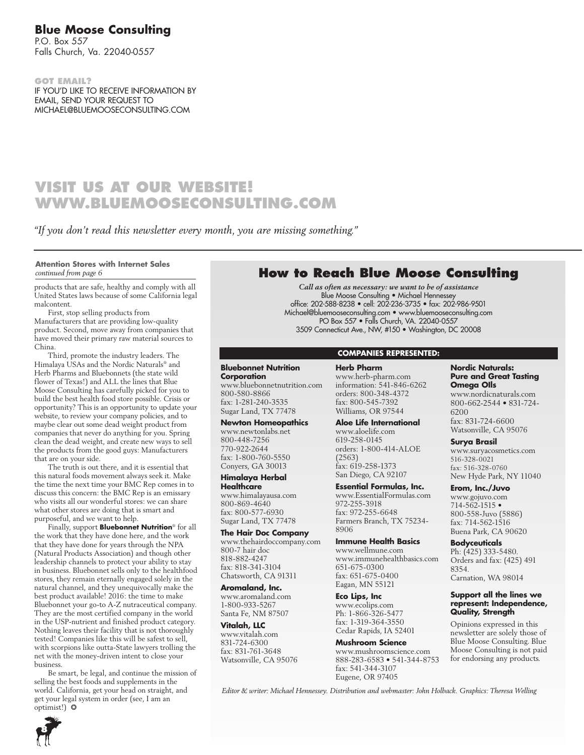**Blue Moose Consulting**
P.O. Box 557
Falls Church, Va. 22040-0557

**GOT EMAIL?**
IF YOU'D LIKE TO RECEIVE INFORMATION BY EMAIL, SEND YOUR REQUEST TO MICHAEL@BLUEMOOSECONSULTING.COM

## VISIT US AT OUR WEBSITE! WWW.BLUEMOOSECONSULTING.COM

*"If you don't read this newsletter every month, you are missing something."*

---

**Attention Stores with Internet Sales**
*continued from page 6*

products that are safe, healthy and comply with all United States laws because of some California legal malcontent.

First, stop selling products from Manufacturers that are providing low-quality product. Second, move away from companies that have moved their primary raw material sources to China.

Third, promote the industry leaders. The Himalaya USAs and the Nordic Naturals® and Herb Pharms and Bluebonnets (the state wild flower of Texas!) and ALL the lines that Blue Moose Consulting has carefully picked for you to build the best health food store possible. Crisis or opportunity? This is an opportunity to update your website, to review your company policies, and to maybe clear out some dead weight product from companies that never do anything for you. Spring clean the dead weight, and create new ways to sell the products from the good guys: Manufacturers that are on your side.

The truth is out there, and it is essential that this natural foods movement always seek it. Make the time the next time your BMC Rep comes in to discuss this concern: the BMC Rep is an emissary who visits all our wonderful stores: we can share what other stores are doing that is smart and purposeful, and we want to help.

Finally, support **Bluebonnet Nutrition**® for all the work that they have done here, and the work that they have done for years through the NPA (Natural Products Association) and though other leadership channels to protect your ability to stay in business. Bluebonnet sells only to the healthfood stores, they remain eternally engaged solely in the natural channel, and they unequivocally make the best product available! 2016: the time to make Bluebonnet your go-to A-Z nutraceutical company. They are the most certified company in the world in the USP-nutrient and finished product category. Nothing leaves their facility that is not thoroughly tested! Companies like this will be safest to sell, with scorpions like outta-State lawyers trolling the net with the money-driven intent to close your business.

Be smart, be legal, and continue the mission of selling the best foods and supplements in the world. California, get your head on straight, and get your legal system in order (see, I am an optimist!) ✪

## How to Reach Blue Moose Consulting

***Call as often as necessary: we want to be of assistance***
Blue Moose Consulting • Michael Hennessey
office: 202-588-8238 • cell: 202-236-3735 • fax: 202-986-9501
Michael@bluemooseconsulting.com • www.bluemooseconsulting.com
PO Box 557 • Falls Church, VA. 22040-0557
3509 Connecticut Ave., NW, #150 • Washington, DC 20008

### COMPANIES REPRESENTED:

**Bluebonnet Nutrition Corporation**
www.bluebonnetnutrition.com
800-580-8866
fax: 1-281-240-3535
Sugar Land, TX 77478

**Newton Homeopathics**
www.newtonlabs.net
800-448-7256
770-922-2644
fax: 1-800-760-5550
Conyers, GA 30013

**Himalaya Herbal Healthcare**
www.himalayausa.com
800-869-4640
fax: 800-577-6930
Sugar Land, TX 77478

**The Hair Doc Company**
www.thehairdoccompany.com
800-7 hair doc
818-882-4247
fax: 818-341-3104
Chatsworth, CA 91311

**Aromaland, Inc.**
www.aromaland.com
1-800-933-5267
Santa Fe, NM 87507

**Vitalah, LLC**
www.vitalah.com
831-724-6300
fax: 831-761-3648
Watsonville, CA 95076

**Herb Pharm**
www.herb-pharm.com
information: 541-846-6262
orders: 800-348-4372
fax: 800-545-7392
Williams, OR 97544

**Aloe Life International**
www.aloelife.com
619-258-0145
orders: 1-800-414-ALOE (2563)
fax: 619-258-1373
San Diego, CA 92107

**Essential Formulas, Inc.**
www.EssentialFormulas.com
972-255-3918
fax: 972-255-6648
Farmers Branch, TX 75234-8906

**Immune Health Basics**
www.wellmune.com
www.immunehealthbasics.com
651-675-0300
fax: 651-675-0400
Eagan, MN 55121

**Eco Lips, Inc**
www.ecolips.com
Ph: 1-866-326-5477
fax: 1-319-364-3550
Cedar Rapids, IA 52401

**Mushroom Science**
www.mushroomscience.com
888-283-6583 • 541-344-8753
fax: 541-344-3107
Eugene, OR 97405

**Nordic Naturals: Pure and Great Tasting Omega Oils**
www.nordicnaturals.com
800-662-2544 • 831-724-6200
fax: 831-724-6600
Watsonville, CA 95076

**Surya Brasil**
www.suryacosmetics.com
516-328-0021
fax: 516-328-0760
New Hyde Park, NY 11040

**Erom, Inc./Juvo**
www.gojuvo.com
714-562-1515 •
800-558-Juvo (5886)
fax: 714-562-1516
Buena Park, CA 90620

**Bodyceuticals**
Ph: (425) 333-5480.
Orders and fax: (425) 491 8354.
Carnation, WA 98014

**Support all the lines we represent: Independence, Quality, Strength**

Opinions expressed in this newsletter are solely those of Blue Moose Consulting. Blue Moose Consulting is not paid for endorsing any products.

*Editor & writer: Michael Hennessey. Distribution and webmaster: John Holback. Graphics: Theresa Welling*